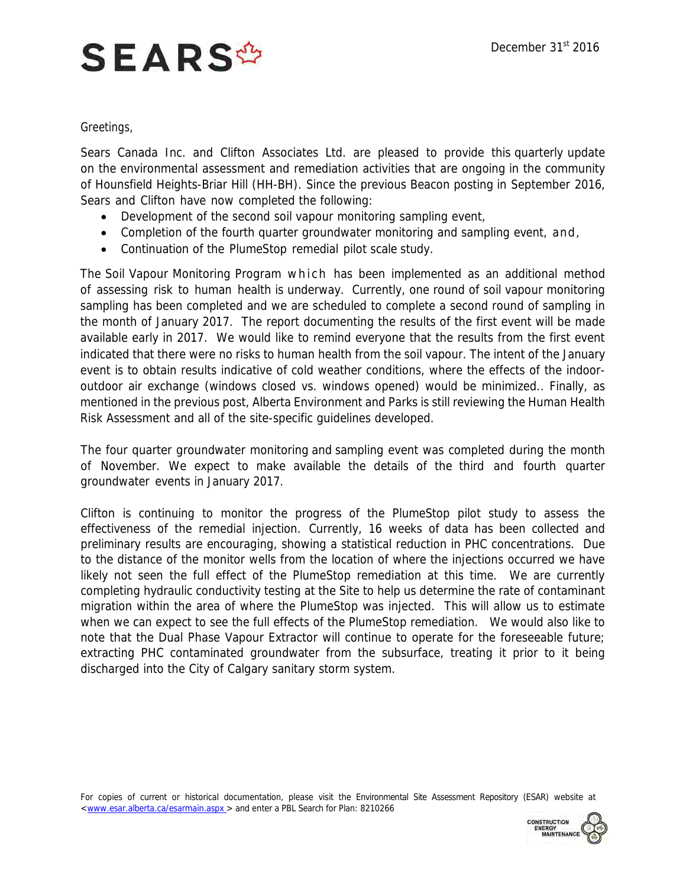# SEARS

December 31st 2016

Greetings,

Sears Canada Inc. and Clifton Associates Ltd. are pleased to provide this quarterly update on the environmental assessment and remediation activities that are ongoing in the community of Hounsfield Heights-Briar Hill (HH-BH). Since the previous Beacon posting in September 2016, Sears and Clifton have now completed the following:

- Development of the second soil vapour monitoring sampling event,
- Completion of the fourth quarter groundwater monitoring and sampling event, and,
- Continuation of the PlumeStop remedial pilot scale study.

The Soil Vapour Monitoring Program which has been implemented as an additional method of assessing risk to human health is underway. Currently, one round of soil vapour monitoring sampling has been completed and we are scheduled to complete a second round of sampling in the month of January 2017. The report documenting the results of the first event will be made available early in 2017. We would like to remind everyone that the results from the first event indicated that there were no risks to human health from the soil vapour. The intent of the January event is to obtain results indicative of cold weather conditions, where the effects of the indoor-outdoor air exchange (windows closed vs. windows opened) would be minimized.. Finally, as mentioned in the previous post, Alberta Environment and Parks is still reviewing the Human Health Risk Assessment and all of the site-specific guidelines developed.

The four quarter groundwater monitoring and sampling event was completed during the month of November. We expect to make available the details of the third and fourth quarter groundwater events in January 2017.

Clifton is continuing to monitor the progress of the PlumeStop pilot study to assess the effectiveness of the remedial injection. Currently, 16 weeks of data has been collected and preliminary results are encouraging, showing a statistical reduction in PHC concentrations. Due to the distance of the monitor wells from the location of where the injections occurred we have likely not seen the full effect of the PlumeStop remediation at this time. We are currently completing hydraulic conductivity testing at the Site to help us determine the rate of contaminant migration within the area of where the PlumeStop was injected. This will allow us to estimate when we can expect to see the full effects of the PlumeStop remediation. We would also like to note that the Dual Phase Vapour Extractor will continue to operate for the foreseeable future; extracting PHC contaminated groundwater from the subsurface, treating it prior to it being discharged into the City of Calgary sanitary storm system.

For copies of current or historical documentation, please visit the Environmental Site Assessment Repository (ESAR) website at <www.esar.alberta.ca/esarmain.aspx > and enter a PBL Search for Plan: 8210266

CONSTRUCTION ENERGY MAINTENANCE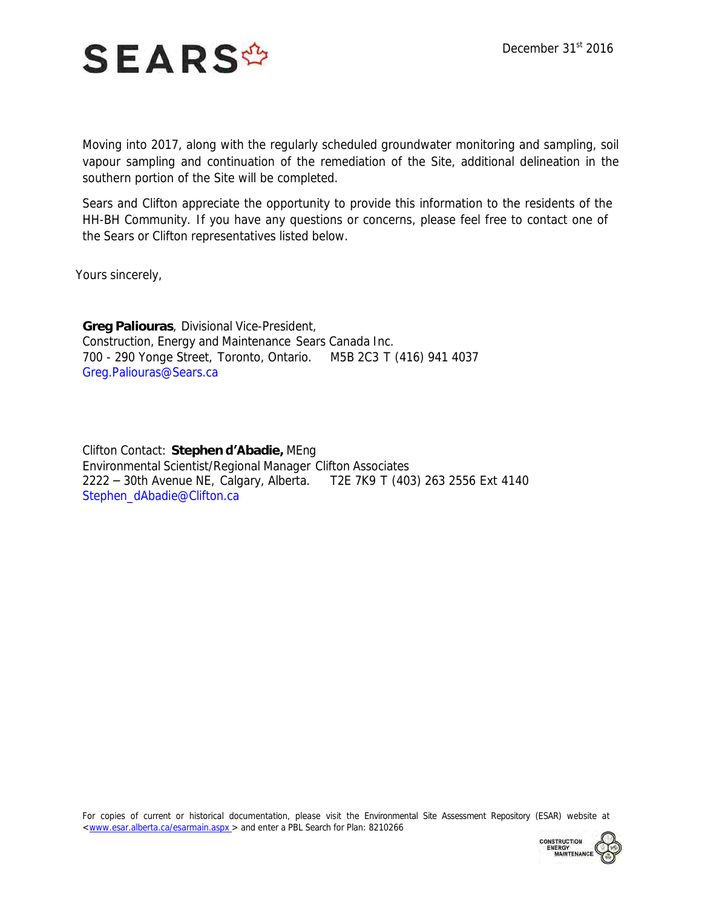December 31st 2016

Moving into 2017, along with the regularly scheduled groundwater monitoring and sampling, soil vapour sampling and continuation of the remediation of the Site, additional delineation in the southern portion of the Site will be completed.

Sears and Clifton appreciate the opportunity to provide this information to the residents of the HH-BH Community. If you have any questions or concerns, please feel free to contact one of the Sears or Clifton representatives listed below.

Yours sincerely,

**Greg Paliouras**, Divisional Vice-President,
Construction, Energy and Maintenance Sears Canada Inc.
700 - 290 Yonge Street, Toronto, Ontario. M5B 2C3 T (416) 941 4037
Greg.Paliouras@Sears.ca

Clifton Contact: **Stephen d'Abadie,** MEng
Environmental Scientist/Regional Manager Clifton Associates
2222 – 30th Avenue NE, Calgary, Alberta. T2E 7K9 T (403) 263 2556 Ext 4140
Stephen_dAbadie@Clifton.ca

For copies of current or historical documentation, please visit the Environmental Site Assessment Repository (ESAR) website at <www.esar.alberta.ca/esarmain.aspx > and enter a PBL Search for Plan: 8210266